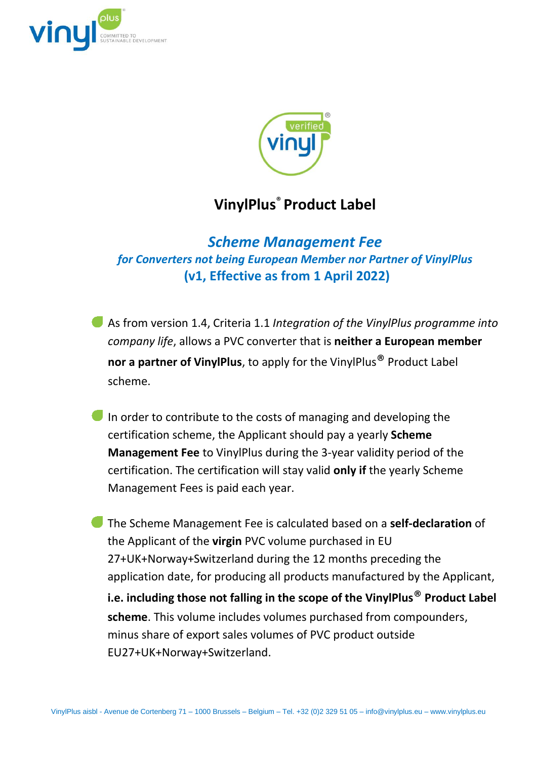# VinylPlus® Product Label

## *Scheme Management Fee*

### *for Converters not being European Member nor Partner of VinylPlus*

### (v1, Effective as from 1 April 2022)

- As from version 1.4, Criteria 1.1 *Integration of the VinylPlus programme into company life*, allows a PVC converter that is **neither a European member nor a partner of VinylPlus**, to apply for the VinylPlus® Product Label scheme.

- In order to contribute to the costs of managing and developing the certification scheme, the Applicant should pay a yearly **Scheme Management Fee** to VinylPlus during the 3-year validity period of the certification. The certification will stay valid **only if** the yearly Scheme Management Fees is paid each year.

- The Scheme Management Fee is calculated based on a **self-declaration** of the Applicant of the **virgin** PVC volume purchased in EU 27+UK+Norway+Switzerland during the 12 months preceding the application date, for producing all products manufactured by the Applicant, **i.e. including those not falling in the scope of the VinylPlus® Product Label scheme**. This volume includes volumes purchased from compounders, minus share of export sales volumes of PVC product outside EU27+UK+Norway+Switzerland.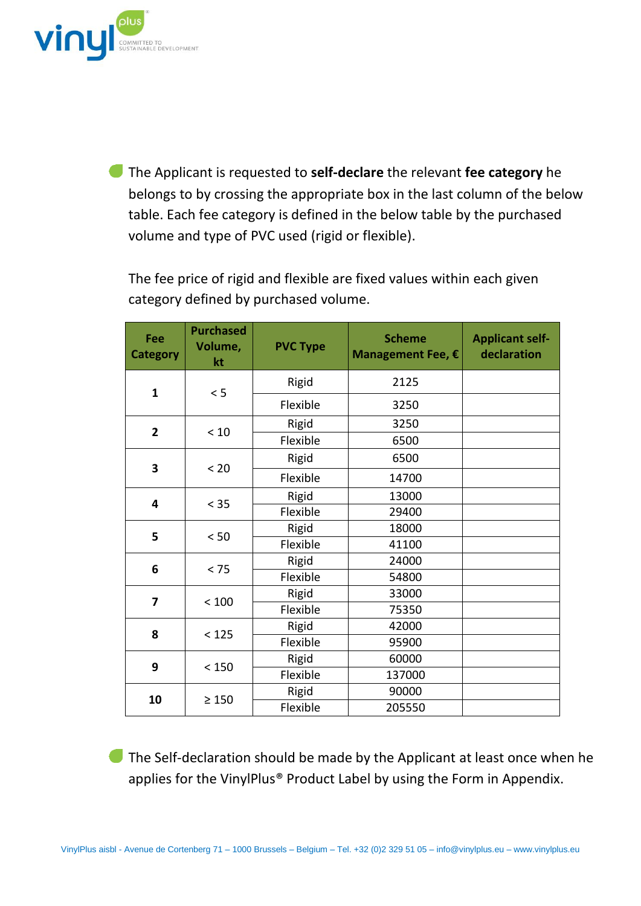- The Applicant is requested to **self-declare** the relevant **fee category** he belongs to by crossing the appropriate box in the last column of the below table. Each fee category is defined in the below table by the purchased volume and type of PVC used (rigid or flexible).

  The fee price of rigid and flexible are fixed values within each given category defined by purchased volume.

| Fee Category | Purchased Volume, kt | PVC Type | Scheme Management Fee, € | Applicant self-declaration |
|---|---|---|---|---|
| **1** | < 5 | Rigid | 2125 | |
| | | Flexible | 3250 | |
| **2** | < 10 | Rigid | 3250 | |
| | | Flexible | 6500 | |
| **3** | < 20 | Rigid | 6500 | |
| | | Flexible | 14700 | |
| **4** | < 35 | Rigid | 13000 | |
| | | Flexible | 29400 | |
| **5** | < 50 | Rigid | 18000 | |
| | | Flexible | 41100 | |
| **6** | < 75 | Rigid | 24000 | |
| | | Flexible | 54800 | |
| **7** | < 100 | Rigid | 33000 | |
| | | Flexible | 75350 | |
| **8** | < 125 | Rigid | 42000 | |
| | | Flexible | 95900 | |
| **9** | < 150 | Rigid | 60000 | |
| | | Flexible | 137000 | |
| **10** | ≥ 150 | Rigid | 90000 | |
| | | Flexible | 205550 | |

- The Self-declaration should be made by the Applicant at least once when he applies for the VinylPlus® Product Label by using the Form in Appendix.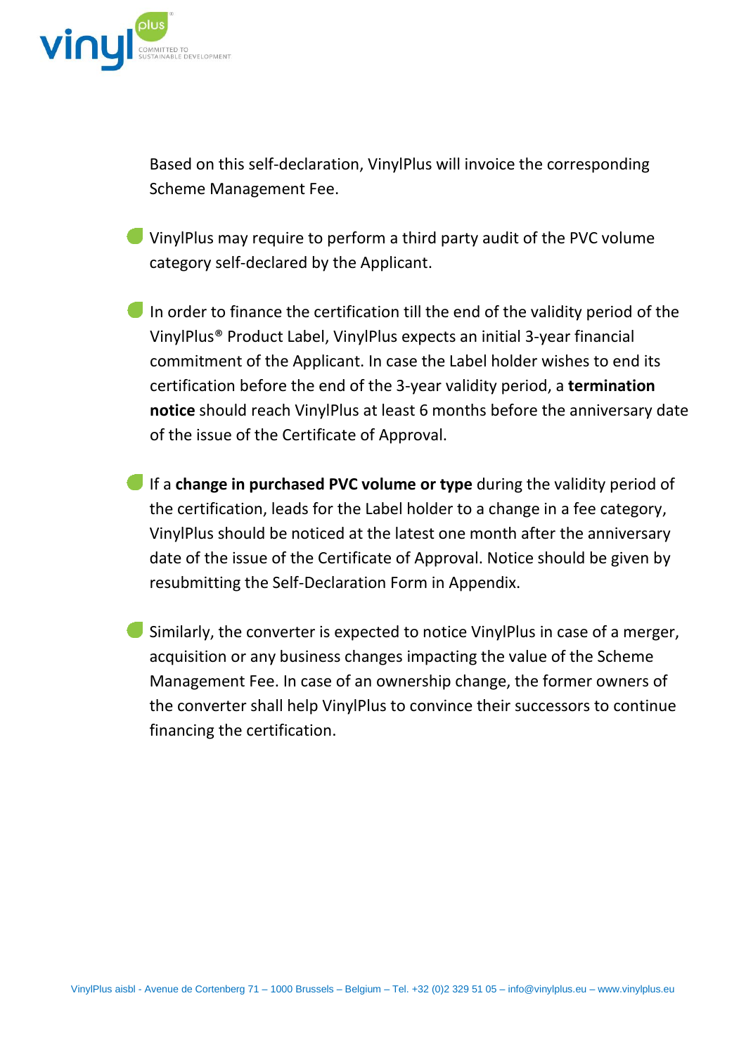Based on this self-declaration, VinylPlus will invoice the corresponding Scheme Management Fee.

- VinylPlus may require to perform a third party audit of the PVC volume category self-declared by the Applicant.

- In order to finance the certification till the end of the validity period of the VinylPlus® Product Label, VinylPlus expects an initial 3-year financial commitment of the Applicant. In case the Label holder wishes to end its certification before the end of the 3-year validity period, a **termination notice** should reach VinylPlus at least 6 months before the anniversary date of the issue of the Certificate of Approval.

- If a **change in purchased PVC volume or type** during the validity period of the certification, leads for the Label holder to a change in a fee category, VinylPlus should be noticed at the latest one month after the anniversary date of the issue of the Certificate of Approval. Notice should be given by resubmitting the Self-Declaration Form in Appendix.

- Similarly, the converter is expected to notice VinylPlus in case of a merger, acquisition or any business changes impacting the value of the Scheme Management Fee. In case of an ownership change, the former owners of the converter shall help VinylPlus to convince their successors to continue financing the certification.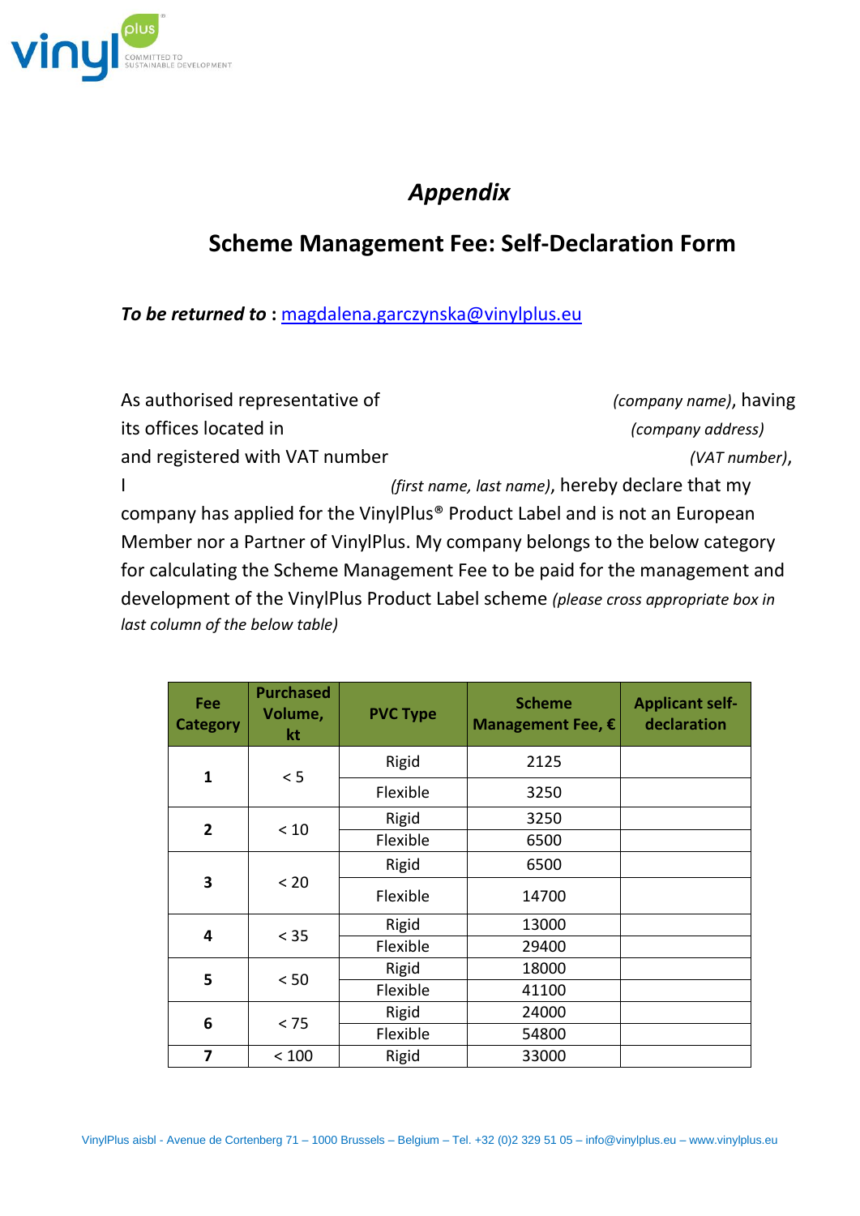*Appendix*

# Scheme Management Fee: Self-Declaration Form

***To be returned to*** **:** magdalena.garczynska@vinylplus.eu

As authorised representative of *(company name)*, having its offices located in *(company address)* and registered with VAT number *(VAT number)*, I *(first name, last name)*, hereby declare that my company has applied for the VinylPlus® Product Label and is not an European Member nor a Partner of VinylPlus. My company belongs to the below category for calculating the Scheme Management Fee to be paid for the management and development of the VinylPlus Product Label scheme *(please cross appropriate box in last column of the below table)*

| Fee Category | Purchased Volume, kt | PVC Type | Scheme Management Fee, € | Applicant self-declaration |
|---|---|---|---|---|
| 1 | < 5 | Rigid | 2125 | |
| | | Flexible | 3250 | |
| 2 | < 10 | Rigid | 3250 | |
| | | Flexible | 6500 | |
| 3 | < 20 | Rigid | 6500 | |
| | | Flexible | 14700 | |
| 4 | < 35 | Rigid | 13000 | |
| | | Flexible | 29400 | |
| 5 | < 50 | Rigid | 18000 | |
| | | Flexible | 41100 | |
| 6 | < 75 | Rigid | 24000 | |
| | | Flexible | 54800 | |
| 7 | < 100 | Rigid | 33000 | |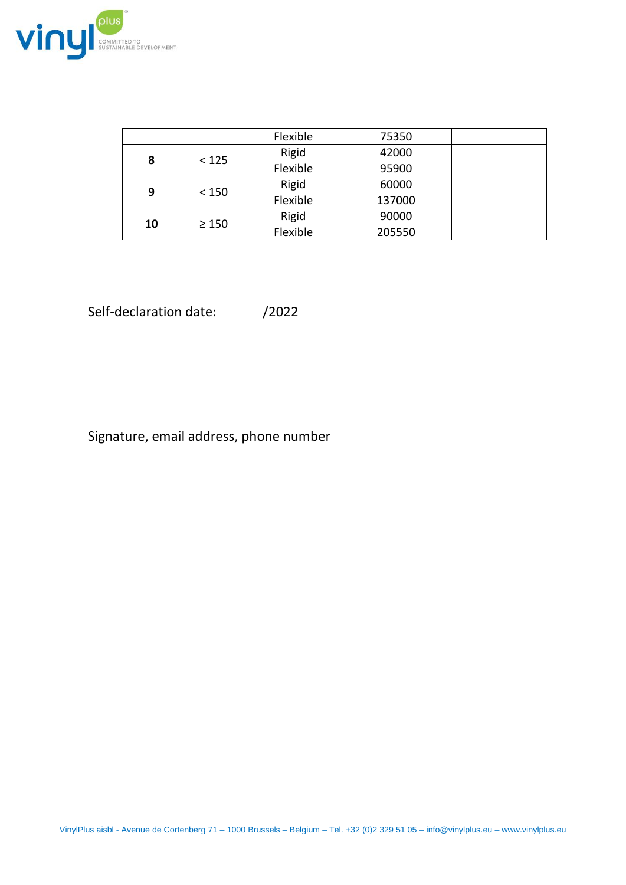| | | | | |
|---|---|---|---|---|
| | | Flexible | 75350 | |
| 8 | < 125 | Rigid | 42000 | |
| | | Flexible | 95900 | |
| 9 | < 150 | Rigid | 60000 | |
| | | Flexible | 137000 | |
| 10 | ≥ 150 | Rigid | 90000 | |
| | | Flexible | 205550 | |

Self-declaration date: /2022

Signature, email address, phone number